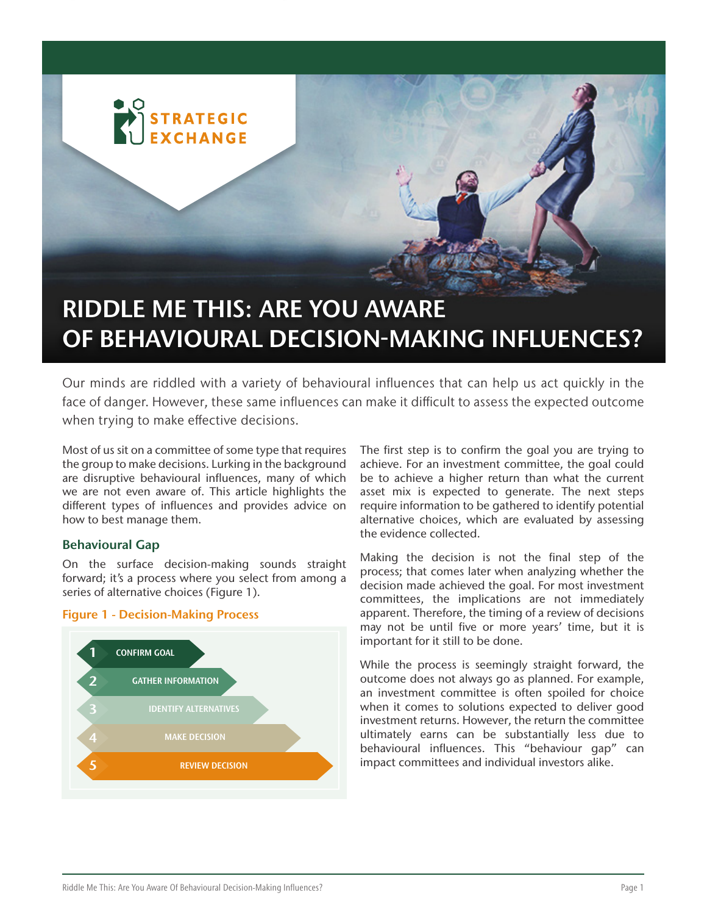# RIDDLE ME THIS: ARE YOU AWARE OF BEHAVIOURAL DECISION-MAKING INFLUENCES?

Our minds are riddled with a variety of behavioural influences that can help us act quickly in the face of danger. However, these same influences can make it difficult to assess the expected outcome when trying to make effective decisions.

Most of us sit on a committee of some type that requires the group to make decisions. Lurking in the background are disruptive behavioural influences, many of which we are not even aware of. This article highlights the different types of influences and provides advice on how to best manage them.

## Behavioural Gap

On the surface decision-making sounds straight forward; it's a process where you select from among a series of alternative choices (Figure 1).

**Figure 1 - Decision-Making Process**

1. CONFIRM GOAL
2. GATHER INFORMATION
3. IDENTIFY ALTERNATIVES
4. MAKE DECISION
5. REVIEW DECISION

The first step is to confirm the goal you are trying to achieve. For an investment committee, the goal could be to achieve a higher return than what the current asset mix is expected to generate. The next steps require information to be gathered to identify potential alternative choices, which are evaluated by assessing the evidence collected.

Making the decision is not the final step of the process; that comes later when analyzing whether the decision made achieved the goal. For most investment committees, the implications are not immediately apparent. Therefore, the timing of a review of decisions may not be until five or more years' time, but it is important for it still to be done.

While the process is seemingly straight forward, the outcome does not always go as planned. For example, an investment committee is often spoiled for choice when it comes to solutions expected to deliver good investment returns. However, the return the committee ultimately earns can be substantially less due to behavioural influences. This "behaviour gap" can impact committees and individual investors alike.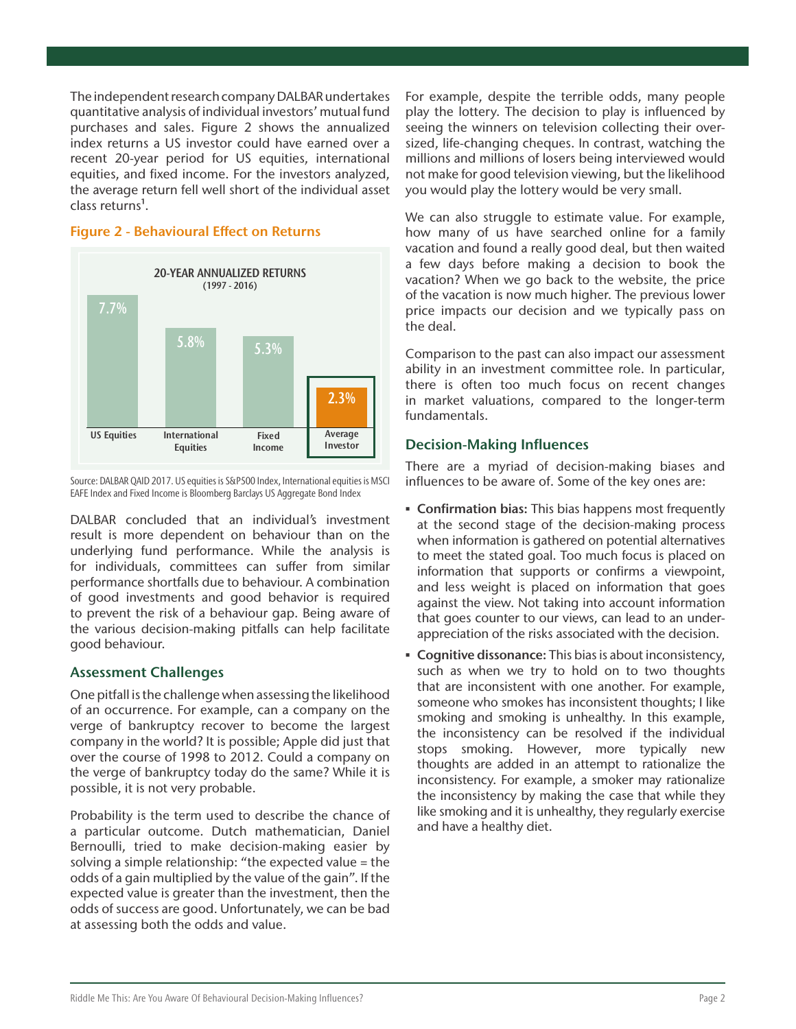The independent research company DALBAR undertakes quantitative analysis of individual investors' mutual fund purchases and sales. Figure 2 shows the annualized index returns a US investor could have earned over a recent 20-year period for US equities, international equities, and fixed income. For the investors analyzed, the average return fell well short of the individual asset class returns[1].

### Figure 2 - Behavioural Effect on Returns

**20-YEAR ANNUALIZED RETURNS (1997 - 2016)**

| US Equities | International Equities | Fixed Income | Average Investor |
|---|---|---|---|
| 7.7% | 5.8% | 5.3% | 2.3% |

Source: DALBAR QAID 2017. US equities is S&P500 Index, International equities is MSCI EAFE Index and Fixed Income is Bloomberg Barclays US Aggregate Bond Index

DALBAR concluded that an individual's investment result is more dependent on behaviour than on the underlying fund performance. While the analysis is for individuals, committees can suffer from similar performance shortfalls due to behaviour. A combination of good investments and good behavior is required to prevent the risk of a behaviour gap. Being aware of the various decision-making pitfalls can help facilitate good behaviour.

### Assessment Challenges

One pitfall is the challenge when assessing the likelihood of an occurrence. For example, can a company on the verge of bankruptcy recover to become the largest company in the world? It is possible; Apple did just that over the course of 1998 to 2012. Could a company on the verge of bankruptcy today do the same? While it is possible, it is not very probable.

Probability is the term used to describe the chance of a particular outcome. Dutch mathematician, Daniel Bernoulli, tried to make decision-making easier by solving a simple relationship: "the expected value = the odds of a gain multiplied by the value of the gain". If the expected value is greater than the investment, then the odds of success are good. Unfortunately, we can be bad at assessing both the odds and value.

For example, despite the terrible odds, many people play the lottery. The decision to play is influenced by seeing the winners on television collecting their over-sized, life-changing cheques. In contrast, watching the millions and millions of losers being interviewed would not make for good television viewing, but the likelihood you would play the lottery would be very small.

We can also struggle to estimate value. For example, how many of us have searched online for a family vacation and found a really good deal, but then waited a few days before making a decision to book the vacation? When we go back to the website, the price of the vacation is now much higher. The previous lower price impacts our decision and we typically pass on the deal.

Comparison to the past can also impact our assessment ability in an investment committee role. In particular, there is often too much focus on recent changes in market valuations, compared to the longer-term fundamentals.

### Decision-Making Influences

There are a myriad of decision-making biases and influences to be aware of. Some of the key ones are:

- **Confirmation bias:** This bias happens most frequently at the second stage of the decision-making process when information is gathered on potential alternatives to meet the stated goal. Too much focus is placed on information that supports or confirms a viewpoint, and less weight is placed on information that goes against the view. Not taking into account information that goes counter to our views, can lead to an under-appreciation of the risks associated with the decision.
- **Cognitive dissonance:** This bias is about inconsistency, such as when we try to hold on to two thoughts that are inconsistent with one another. For example, someone who smokes has inconsistent thoughts; I like smoking and smoking is unhealthy. In this example, the inconsistency can be resolved if the individual stops smoking. However, more typically new thoughts are added in an attempt to rationalize the inconsistency. For example, a smoker may rationalize the inconsistency by making the case that while they like smoking and it is unhealthy, they regularly exercise and have a healthy diet.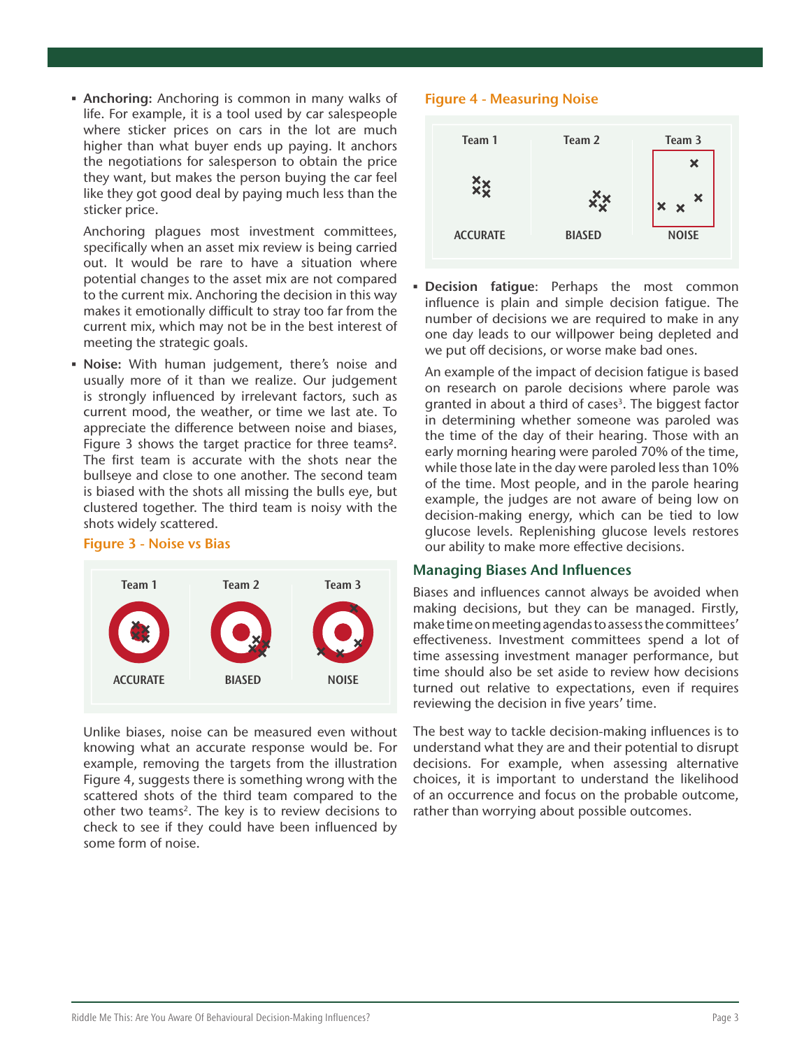- **Anchoring:** Anchoring is common in many walks of life. For example, it is a tool used by car salespeople where sticker prices on cars in the lot are much higher than what buyer ends up paying. It anchors the negotiations for salesperson to obtain the price they want, but makes the person buying the car feel like they got good deal by paying much less than the sticker price.

  Anchoring plagues most investment committees, specifically when an asset mix review is being carried out. It would be rare to have a situation where potential changes to the asset mix are not compared to the current mix. Anchoring the decision in this way makes it emotionally difficult to stray too far from the current mix, which may not be in the best interest of meeting the strategic goals.

- **Noise:** With human judgement, there's noise and usually more of it than we realize. Our judgement is strongly influenced by irrelevant factors, such as current mood, the weather, or time we last ate. To appreciate the difference between noise and biases, Figure 3 shows the target practice for three teams[2]. The first team is accurate with the shots near the bullseye and close to one another. The second team is biased with the shots all missing the bulls eye, but clustered together. The third team is noisy with the shots widely scattered.

**Figure 3 - Noise vs Bias**

Team 1 — ACCURATE | Team 2 — BIASED | Team 3 — NOISE

Unlike biases, noise can be measured even without knowing what an accurate response would be. For example, removing the targets from the illustration Figure 4, suggests there is something wrong with the scattered shots of the third team compared to the other two teams[2]. The key is to review decisions to check to see if they could have been influenced by some form of noise.

**Figure 4 - Measuring Noise**

Team 1 — ACCURATE | Team 2 — BIASED | Team 3 — NOISE

- **Decision fatigue**: Perhaps the most common influence is plain and simple decision fatigue. The number of decisions we are required to make in any one day leads to our willpower being depleted and we put off decisions, or worse make bad ones.

  An example of the impact of decision fatigue is based on research on parole decisions where parole was granted in about a third of cases[3]. The biggest factor in determining whether someone was paroled was the time of the day of their hearing. Those with an early morning hearing were paroled 70% of the time, while those late in the day were paroled less than 10% of the time. Most people, and in the parole hearing example, the judges are not aware of being low on decision-making energy, which can be tied to low glucose levels. Replenishing glucose levels restores our ability to make more effective decisions.

## Managing Biases And Influences

Biases and influences cannot always be avoided when making decisions, but they can be managed. Firstly, make time on meeting agendas to assess the committees' effectiveness. Investment committees spend a lot of time assessing investment manager performance, but time should also be set aside to review how decisions turned out relative to expectations, even if requires reviewing the decision in five years' time.

The best way to tackle decision-making influences is to understand what they are and their potential to disrupt decisions. For example, when assessing alternative choices, it is important to understand the likelihood of an occurrence and focus on the probable outcome, rather than worrying about possible outcomes.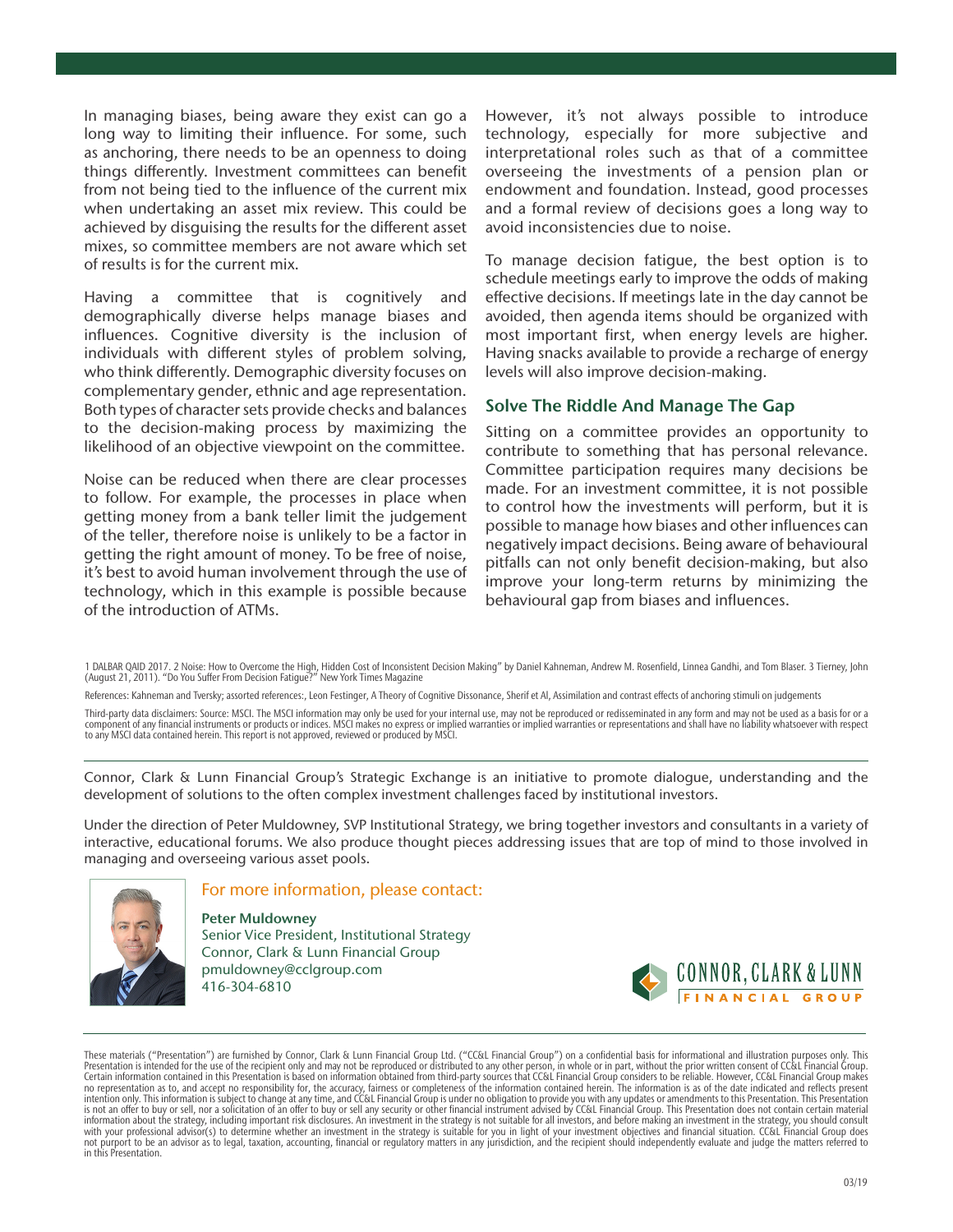In managing biases, being aware they exist can go a long way to limiting their influence. For some, such as anchoring, there needs to be an openness to doing things differently. Investment committees can benefit from not being tied to the influence of the current mix when undertaking an asset mix review. This could be achieved by disguising the results for the different asset mixes, so committee members are not aware which set of results is for the current mix.

Having a committee that is cognitively and demographically diverse helps manage biases and influences. Cognitive diversity is the inclusion of individuals with different styles of problem solving, who think differently. Demographic diversity focuses on complementary gender, ethnic and age representation. Both types of character sets provide checks and balances to the decision-making process by maximizing the likelihood of an objective viewpoint on the committee.

Noise can be reduced when there are clear processes to follow. For example, the processes in place when getting money from a bank teller limit the judgement of the teller, therefore noise is unlikely to be a factor in getting the right amount of money. To be free of noise, it's best to avoid human involvement through the use of technology, which in this example is possible because of the introduction of ATMs.

However, it's not always possible to introduce technology, especially for more subjective and interpretational roles such as that of a committee overseeing the investments of a pension plan or endowment and foundation. Instead, good processes and a formal review of decisions goes a long way to avoid inconsistencies due to noise.

To manage decision fatigue, the best option is to schedule meetings early to improve the odds of making effective decisions. If meetings late in the day cannot be avoided, then agenda items should be organized with most important first, when energy levels are higher. Having snacks available to provide a recharge of energy levels will also improve decision-making.

## Solve The Riddle And Manage The Gap

Sitting on a committee provides an opportunity to contribute to something that has personal relevance. Committee participation requires many decisions be made. For an investment committee, it is not possible to control how the investments will perform, but it is possible to manage how biases and other influences can negatively impact decisions. Being aware of behavioural pitfalls can not only benefit decision-making, but also improve your long-term returns by minimizing the behavioural gap from biases and influences.

1 DALBAR QAID 2017. 2 Noise: How to Overcome the High, Hidden Cost of Inconsistent Decision Making" by Daniel Kahneman, Andrew M. Rosenfield, Linnea Gandhi, and Tom Blaser. 3 Tierney, John (August 21, 2011). "Do You Suffer From Decision Fatigue?" New York Times Magazine

References: Kahneman and Tversky; assorted references:, Leon Festinger, A Theory of Cognitive Dissonance, Sherif et Al, Assimilation and contrast effects of anchoring stimuli on judgements

Third-party data disclaimers: Source: MSCI. The MSCI information may only be used for your internal use, may not be reproduced or redisseminated in any form and may not be used as a basis for or a component of any financial instruments or products or indices. MSCI makes no express or implied warranties or implied warranties or representations and shall have no liability whatsoever with respect to any MSCI data contained herein. This report is not approved, reviewed or produced by MSCI.

---

Connor, Clark & Lunn Financial Group's Strategic Exchange is an initiative to promote dialogue, understanding and the development of solutions to the often complex investment challenges faced by institutional investors.

Under the direction of Peter Muldowney, SVP Institutional Strategy, we bring together investors and consultants in a variety of interactive, educational forums. We also produce thought pieces addressing issues that are top of mind to those involved in managing and overseeing various asset pools.

For more information, please contact:

**Peter Muldowney**
Senior Vice President, Institutional Strategy
Connor, Clark & Lunn Financial Group
pmuldowney@cclgroup.com
416-304-6810

CONNOR, CLARK & LUNN FINANCIAL GROUP

---

These materials ("Presentation") are furnished by Connor, Clark & Lunn Financial Group Ltd. ("CC&L Financial Group") on a confidential basis for informational and illustration purposes only. This Presentation is intended for the use of the recipient only and may not be reproduced or distributed to any other person, in whole or in part, without the prior written consent of CC&L Financial Group. Certain information contained in this Presentation is based on information obtained from third-party sources that CC&L Financial Group considers to be reliable. However, CC&L Financial Group makes no representation as to, and accept no responsibility for, the accuracy, fairness or completeness of the information contained herein. The information is as of the date indicated and reflects present intention only. This information is subject to change at any time, and CC&L Financial Group is under no obligation to provide you with any updates or amendments to this Presentation. This Presentation is not an offer to buy or sell, nor a solicitation of an offer to buy or sell any security or other financial instrument advised by CC&L Financial Group. This Presentation does not contain certain material information about the strategy, including important risk disclosures. An investment in the strategy is not suitable for all investors, and before making an investment in the strategy, you should consult with your professional advisor(s) to determine whether an investment in the strategy is suitable for you in light of your investment objectives and financial situation. CC&L Financial Group does not purport to be an advisor as to legal, taxation, accounting, financial or regulatory matters in any jurisdiction, and the recipient should independently evaluate and judge the matters referred to in this Presentation.

03/19